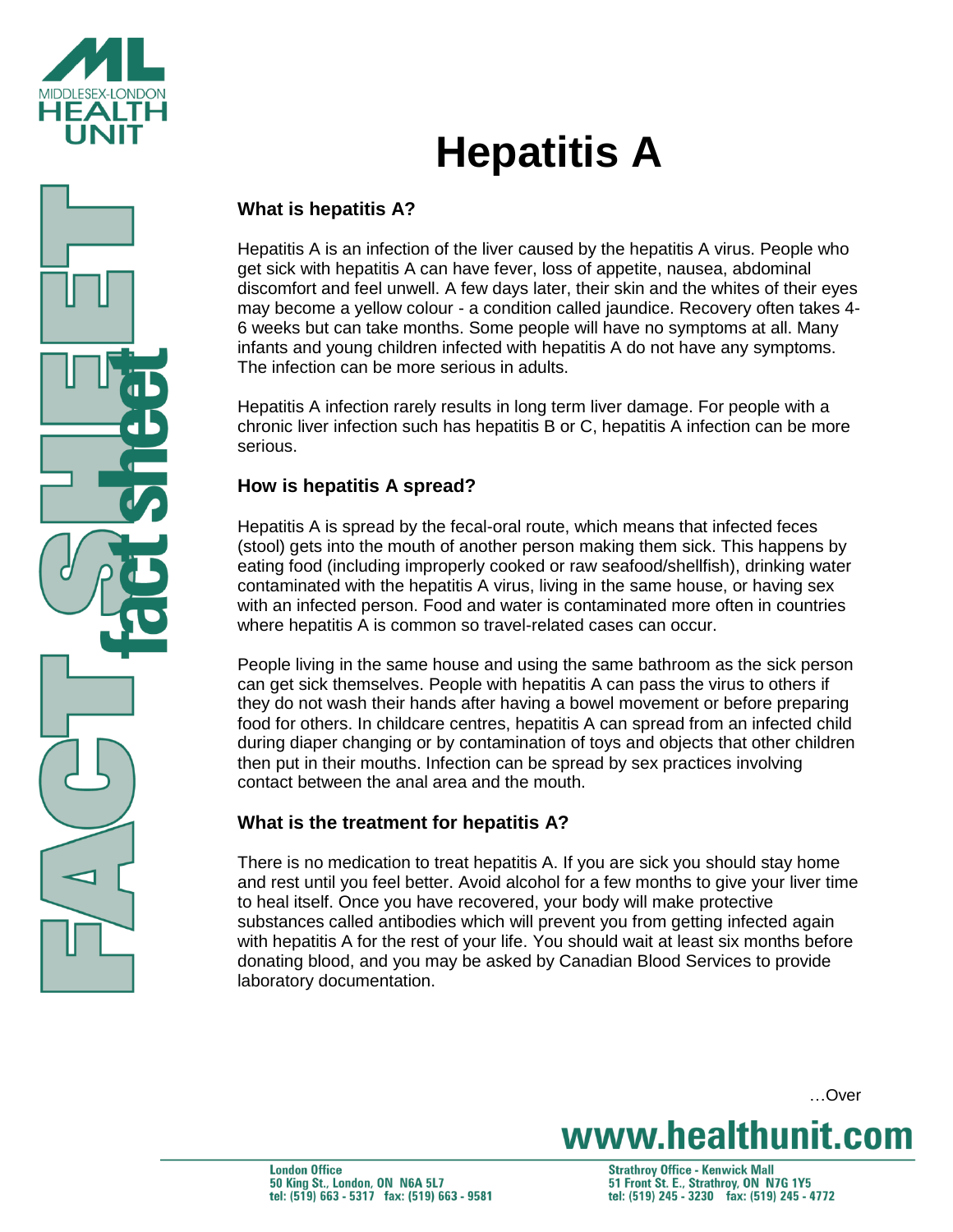# Hepatitis A

## What is hepatitis A?

Hepatitis A is an infection of the liver caused by the hepatitis A virus. People who get sick with hepatitis A can have fever, loss of appetite, nausea, abdominal discomfort and feel unwell. A few days later, their skin and the whites of their eyes may become a yellow colour - a condition called jaundice. Recovery often takes 4-6 weeks but can take months. Some people will have no symptoms at all. Many infants and young children infected with hepatitis A do not have any symptoms. The infection can be more serious in adults.

Hepatitis A infection rarely results in long term liver damage. For people with a chronic liver infection such has hepatitis B or C, hepatitis A infection can be more serious.

## How is hepatitis A spread?

Hepatitis A is spread by the fecal-oral route, which means that infected feces (stool) gets into the mouth of another person making them sick. This happens by eating food (including improperly cooked or raw seafood/shellfish), drinking water contaminated with the hepatitis A virus, living in the same house, or having sex with an infected person. Food and water is contaminated more often in countries where hepatitis A is common so travel-related cases can occur.

People living in the same house and using the same bathroom as the sick person can get sick themselves. People with hepatitis A can pass the virus to others if they do not wash their hands after having a bowel movement or before preparing food for others. In childcare centres, hepatitis A can spread from an infected child during diaper changing or by contamination of toys and objects that other children then put in their mouths. Infection can be spread by sex practices involving contact between the anal area and the mouth.

## What is the treatment for hepatitis A?

There is no medication to treat hepatitis A. If you are sick you should stay home and rest until you feel better. Avoid alcohol for a few months to give your liver time to heal itself. Once you have recovered, your body will make protective substances called antibodies which will prevent you from getting infected again with hepatitis A for the rest of your life. You should wait at least six months before donating blood, and you may be asked by Canadian Blood Services to provide laboratory documentation.

…Over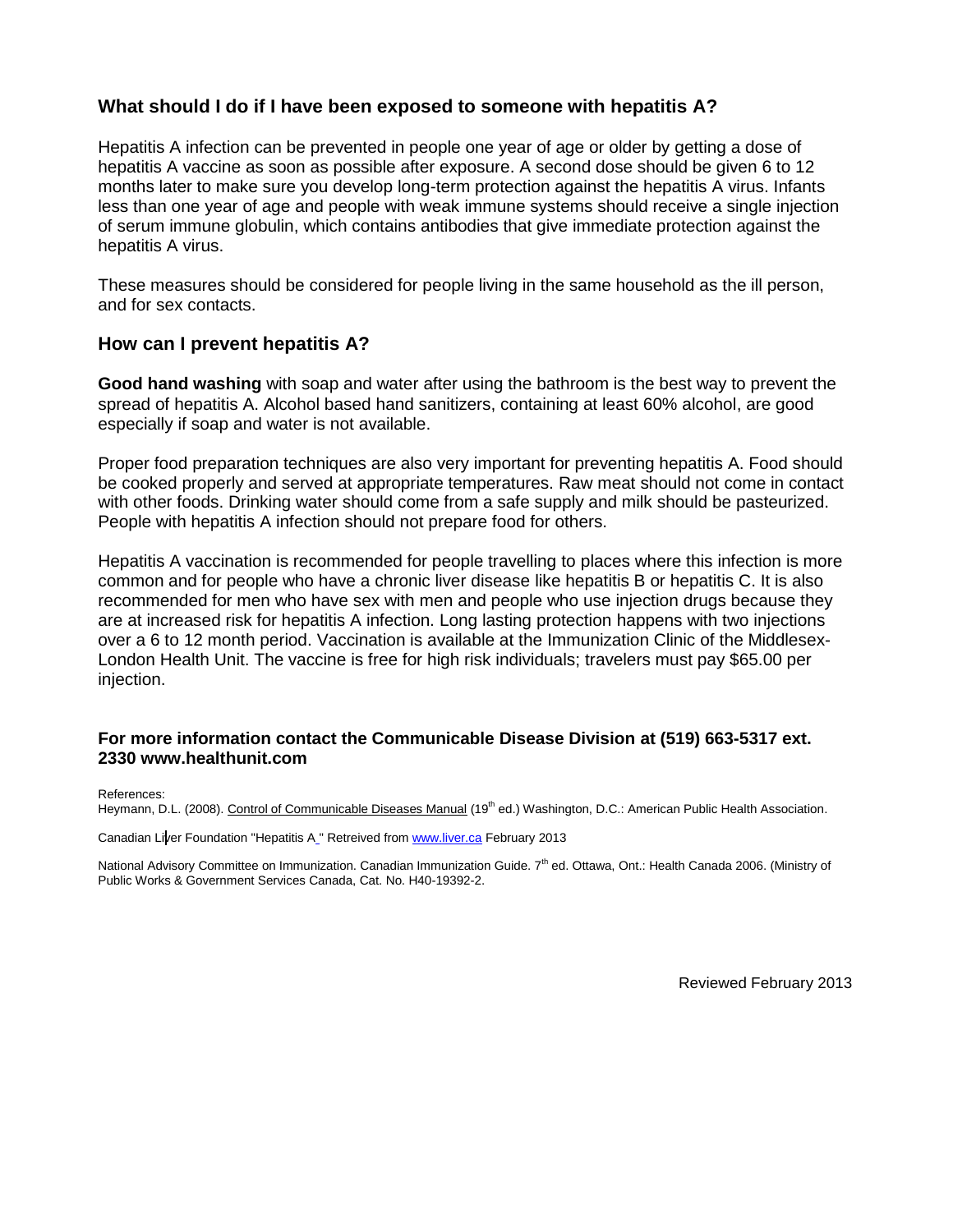## What should I do if I have been exposed to someone with hepatitis A?

Hepatitis A infection can be prevented in people one year of age or older by getting a dose of hepatitis A vaccine as soon as possible after exposure. A second dose should be given 6 to 12 months later to make sure you develop long-term protection against the hepatitis A virus. Infants less than one year of age and people with weak immune systems should receive a single injection of serum immune globulin, which contains antibodies that give immediate protection against the hepatitis A virus.

These measures should be considered for people living in the same household as the ill person, and for sex contacts.

## How can I prevent hepatitis A?

**Good hand washing** with soap and water after using the bathroom is the best way to prevent the spread of hepatitis A. Alcohol based hand sanitizers, containing at least 60% alcohol, are good especially if soap and water is not available.

Proper food preparation techniques are also very important for preventing hepatitis A. Food should be cooked properly and served at appropriate temperatures. Raw meat should not come in contact with other foods. Drinking water should come from a safe supply and milk should be pasteurized. People with hepatitis A infection should not prepare food for others.

Hepatitis A vaccination is recommended for people travelling to places where this infection is more common and for people who have a chronic liver disease like hepatitis B or hepatitis C. It is also recommended for men who have sex with men and people who use injection drugs because they are at increased risk for hepatitis A infection. Long lasting protection happens with two injections over a 6 to 12 month period. Vaccination is available at the Immunization Clinic of the Middlesex-London Health Unit. The vaccine is free for high risk individuals; travelers must pay $65.00 per injection.

**For more information contact the Communicable Disease Division at (519) 663-5317 ext. 2330 www.healthunit.com**

References:

Heymann, D.L. (2008). Control of Communicable Diseases Manual (19th ed.) Washington, D.C.: American Public Health Association.

Canadian Liver Foundation "Hepatitis A " Retreived from www.liver.ca February 2013

National Advisory Committee on Immunization. Canadian Immunization Guide. 7th ed. Ottawa, Ont.: Health Canada 2006. (Ministry of Public Works & Government Services Canada, Cat. No. H40-19392-2.

Reviewed February 2013